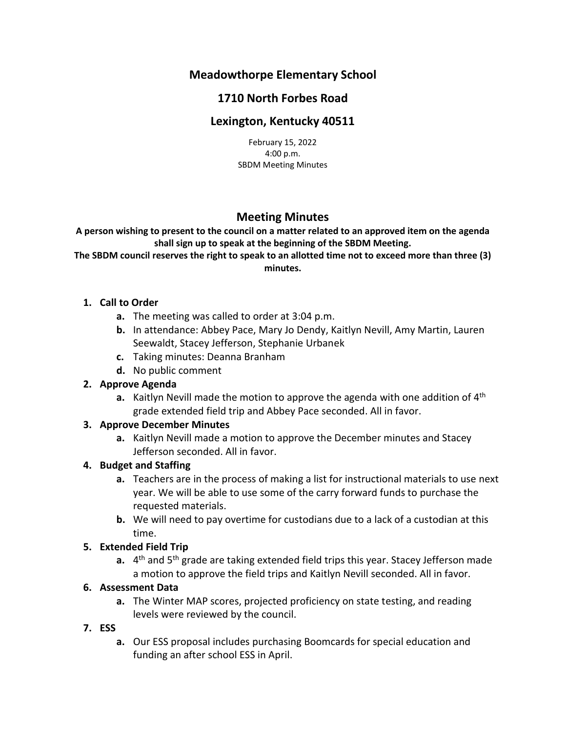# Meadowthorpe Elementary School

# 1710 North Forbes Road

# Lexington, Kentucky 40511

February 15, 2022
4:00 p.m.
SBDM Meeting Minutes

## Meeting Minutes

**A person wishing to present to the council on a matter related to an approved item on the agenda shall sign up to speak at the beginning of the SBDM Meeting.**
**The SBDM council reserves the right to speak to an allotted time not to exceed more than three (3) minutes.**

1. **Call to Order**
    a. The meeting was called to order at 3:04 p.m.
    b. In attendance: Abbey Pace, Mary Jo Dendy, Kaitlyn Nevill, Amy Martin, Lauren Seewaldt, Stacey Jefferson, Stephanie Urbanek
    c. Taking minutes: Deanna Branham
    d. No public comment
2. **Approve Agenda**
    a. Kaitlyn Nevill made the motion to approve the agenda with one addition of 4th grade extended field trip and Abbey Pace seconded. All in favor.
3. **Approve December Minutes**
    a. Kaitlyn Nevill made a motion to approve the December minutes and Stacey Jefferson seconded. All in favor.
4. **Budget and Staffing**
    a. Teachers are in the process of making a list for instructional materials to use next year. We will be able to use some of the carry forward funds to purchase the requested materials.
    b. We will need to pay overtime for custodians due to a lack of a custodian at this time.
5. **Extended Field Trip**
    a. 4th and 5th grade are taking extended field trips this year. Stacey Jefferson made a motion to approve the field trips and Kaitlyn Nevill seconded. All in favor.
6. **Assessment Data**
    a. The Winter MAP scores, projected proficiency on state testing, and reading levels were reviewed by the council.
7. **ESS**
    a. Our ESS proposal includes purchasing Boomcards for special education and funding an after school ESS in April.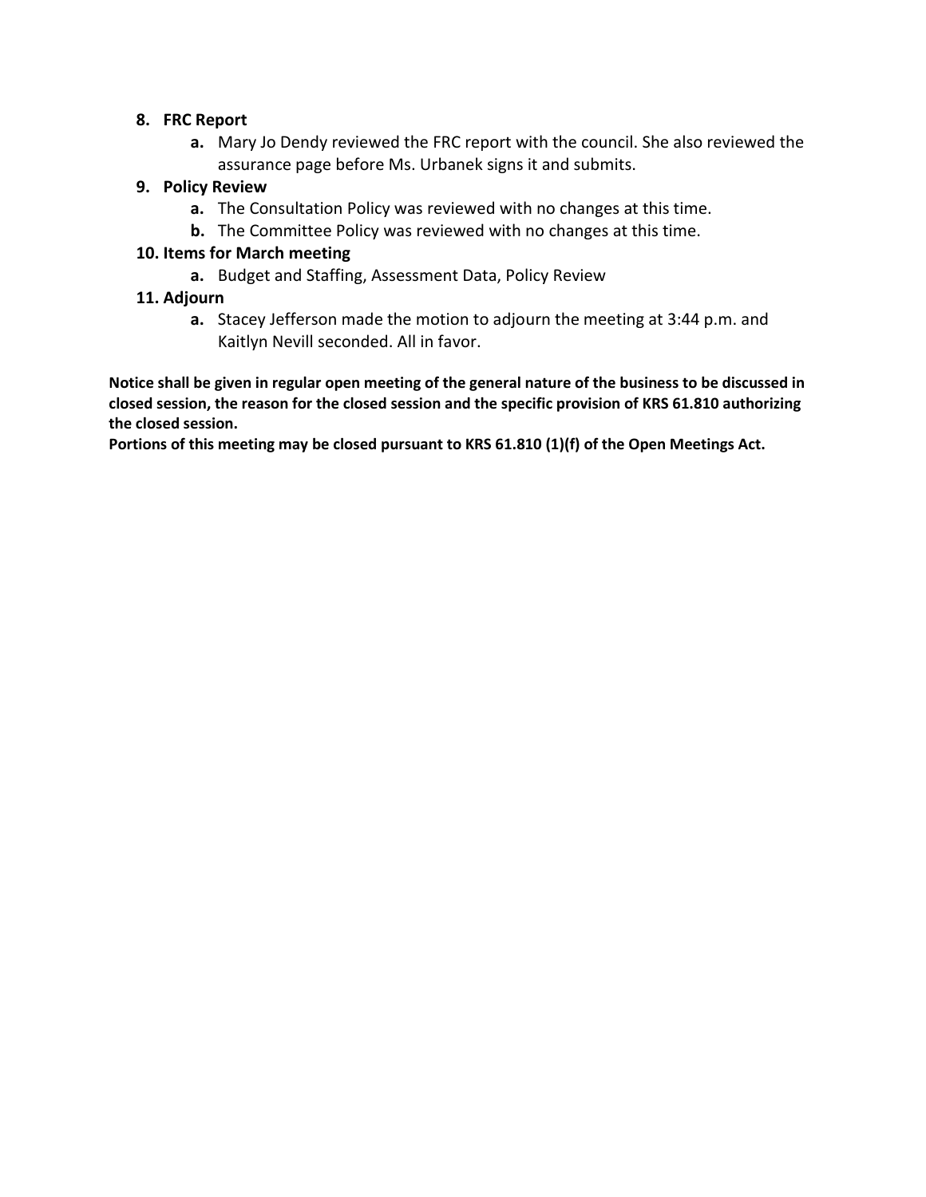8. **FRC Report**
    a. Mary Jo Dendy reviewed the FRC report with the council. She also reviewed the assurance page before Ms. Urbanek signs it and submits.
9. **Policy Review**
    a. The Consultation Policy was reviewed with no changes at this time.
    b. The Committee Policy was reviewed with no changes at this time.
10. **Items for March meeting**
    a. Budget and Staffing, Assessment Data, Policy Review
11. **Adjourn**
    a. Stacey Jefferson made the motion to adjourn the meeting at 3:44 p.m. and Kaitlyn Nevill seconded. All in favor.

**Notice shall be given in regular open meeting of the general nature of the business to be discussed in closed session, the reason for the closed session and the specific provision of KRS 61.810 authorizing the closed session.**
**Portions of this meeting may be closed pursuant to KRS 61.810 (1)(f) of the Open Meetings Act.**